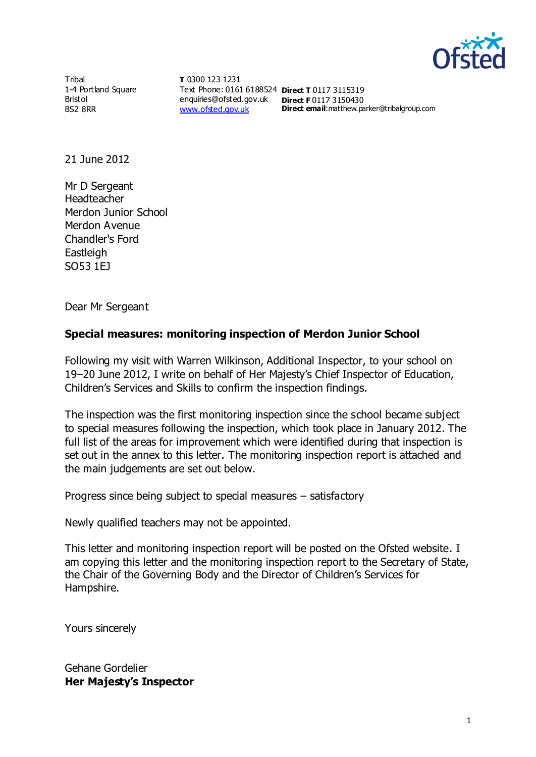Tribal
1-4 Portland Square
Bristol
BS2 8RR

**T** 0300 123 1231
Text Phone: 0161 6188524
enquiries@ofsted.gov.uk
www.ofsted.gov.uk

**Direct T** 0117 3115319
**Direct F** 0117 3150430
**Direct email**:matthew.parker@tribalgroup.com

21 June 2012

Mr D Sergeant
Headteacher
Merdon Junior School
Merdon Avenue
Chandler's Ford
Eastleigh
SO53 1EJ

Dear Mr Sergeant

**Special measures: monitoring inspection of Merdon Junior School**

Following my visit with Warren Wilkinson, Additional Inspector, to your school on 19–20 June 2012, I write on behalf of Her Majesty's Chief Inspector of Education, Children's Services and Skills to confirm the inspection findings.

The inspection was the first monitoring inspection since the school became subject to special measures following the inspection, which took place in January 2012. The full list of the areas for improvement which were identified during that inspection is set out in the annex to this letter. The monitoring inspection report is attached and the main judgements are set out below.

Progress since being subject to special measures – satisfactory

Newly qualified teachers may not be appointed.

This letter and monitoring inspection report will be posted on the Ofsted website. I am copying this letter and the monitoring inspection report to the Secretary of State, the Chair of the Governing Body and the Director of Children's Services for Hampshire.

Yours sincerely

Gehane Gordelier
**Her Majesty's Inspector**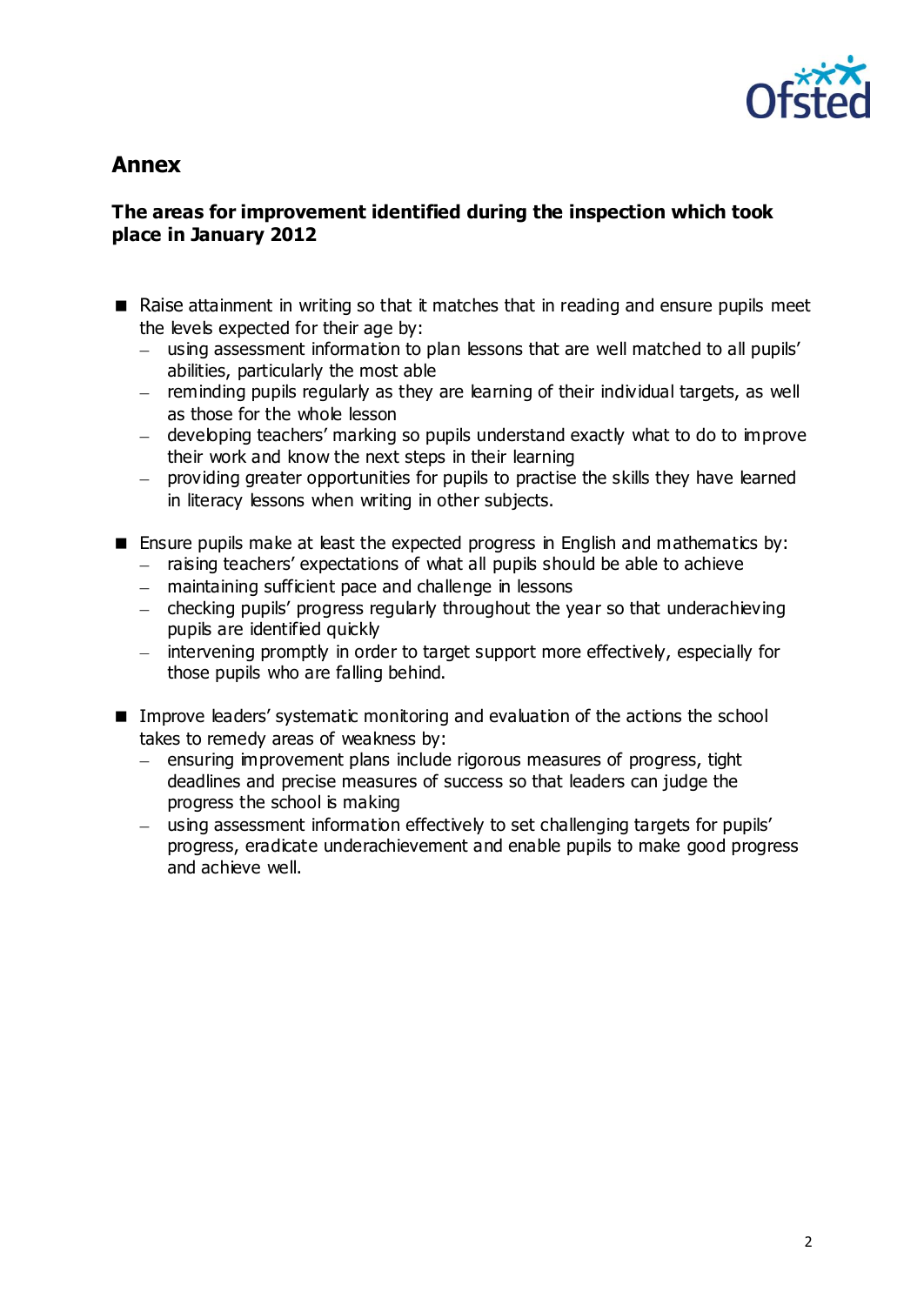## Annex

### The areas for improvement identified during the inspection which took place in January 2012

- Raise attainment in writing so that it matches that in reading and ensure pupils meet the levels expected for their age by:
  - using assessment information to plan lessons that are well matched to all pupils' abilities, particularly the most able
  - reminding pupils regularly as they are learning of their individual targets, as well as those for the whole lesson
  - developing teachers' marking so pupils understand exactly what to do to improve their work and know the next steps in their learning
  - providing greater opportunities for pupils to practise the skills they have learned in literacy lessons when writing in other subjects.

- Ensure pupils make at least the expected progress in English and mathematics by:
  - raising teachers' expectations of what all pupils should be able to achieve
  - maintaining sufficient pace and challenge in lessons
  - checking pupils' progress regularly throughout the year so that underachieving pupils are identified quickly
  - intervening promptly in order to target support more effectively, especially for those pupils who are falling behind.

- Improve leaders' systematic monitoring and evaluation of the actions the school takes to remedy areas of weakness by:
  - ensuring improvement plans include rigorous measures of progress, tight deadlines and precise measures of success so that leaders can judge the progress the school is making
  - using assessment information effectively to set challenging targets for pupils' progress, eradicate underachievement and enable pupils to make good progress and achieve well.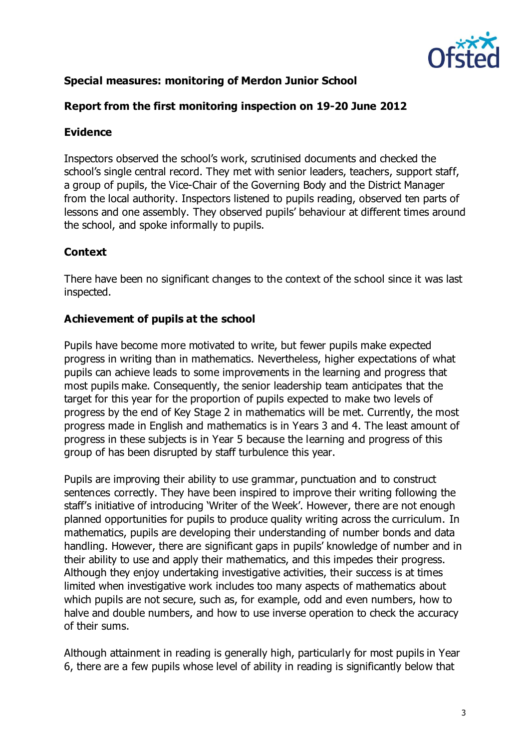**Special measures: monitoring of Merdon Junior School**

**Report from the first monitoring inspection on 19-20 June 2012**

**Evidence**

Inspectors observed the school's work, scrutinised documents and checked the school's single central record. They met with senior leaders, teachers, support staff, a group of pupils, the Vice-Chair of the Governing Body and the District Manager from the local authority. Inspectors listened to pupils reading, observed ten parts of lessons and one assembly. They observed pupils' behaviour at different times around the school, and spoke informally to pupils.

**Context**

There have been no significant changes to the context of the school since it was last inspected.

**Achievement of pupils at the school**

Pupils have become more motivated to write, but fewer pupils make expected progress in writing than in mathematics. Nevertheless, higher expectations of what pupils can achieve leads to some improvements in the learning and progress that most pupils make. Consequently, the senior leadership team anticipates that the target for this year for the proportion of pupils expected to make two levels of progress by the end of Key Stage 2 in mathematics will be met. Currently, the most progress made in English and mathematics is in Years 3 and 4. The least amount of progress in these subjects is in Year 5 because the learning and progress of this group of has been disrupted by staff turbulence this year.

Pupils are improving their ability to use grammar, punctuation and to construct sentences correctly. They have been inspired to improve their writing following the staff's initiative of introducing 'Writer of the Week'. However, there are not enough planned opportunities for pupils to produce quality writing across the curriculum. In mathematics, pupils are developing their understanding of number bonds and data handling. However, there are significant gaps in pupils' knowledge of number and in their ability to use and apply their mathematics, and this impedes their progress. Although they enjoy undertaking investigative activities, their success is at times limited when investigative work includes too many aspects of mathematics about which pupils are not secure, such as, for example, odd and even numbers, how to halve and double numbers, and how to use inverse operation to check the accuracy of their sums.

Although attainment in reading is generally high, particularly for most pupils in Year 6, there are a few pupils whose level of ability in reading is significantly below that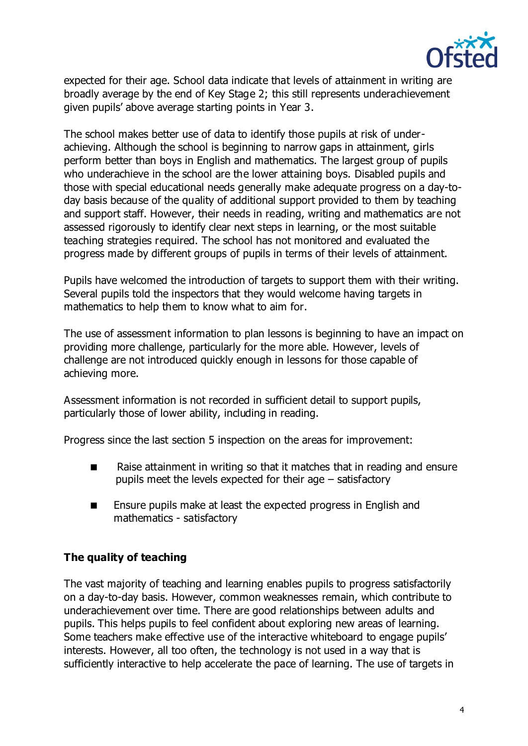expected for their age. School data indicate that levels of attainment in writing are broadly average by the end of Key Stage 2; this still represents underachievement given pupils' above average starting points in Year 3.

The school makes better use of data to identify those pupils at risk of under-achieving. Although the school is beginning to narrow gaps in attainment, girls perform better than boys in English and mathematics. The largest group of pupils who underachieve in the school are the lower attaining boys. Disabled pupils and those with special educational needs generally make adequate progress on a day-to-day basis because of the quality of additional support provided to them by teaching and support staff. However, their needs in reading, writing and mathematics are not assessed rigorously to identify clear next steps in learning, or the most suitable teaching strategies required. The school has not monitored and evaluated the progress made by different groups of pupils in terms of their levels of attainment.

Pupils have welcomed the introduction of targets to support them with their writing. Several pupils told the inspectors that they would welcome having targets in mathematics to help them to know what to aim for.

The use of assessment information to plan lessons is beginning to have an impact on providing more challenge, particularly for the more able. However, levels of challenge are not introduced quickly enough in lessons for those capable of achieving more.

Assessment information is not recorded in sufficient detail to support pupils, particularly those of lower ability, including in reading.

Progress since the last section 5 inspection on the areas for improvement:

- Raise attainment in writing so that it matches that in reading and ensure pupils meet the levels expected for their age – satisfactory
- Ensure pupils make at least the expected progress in English and mathematics - satisfactory

**The quality of teaching**

The vast majority of teaching and learning enables pupils to progress satisfactorily on a day-to-day basis. However, common weaknesses remain, which contribute to underachievement over time. There are good relationships between adults and pupils. This helps pupils to feel confident about exploring new areas of learning. Some teachers make effective use of the interactive whiteboard to engage pupils' interests. However, all too often, the technology is not used in a way that is sufficiently interactive to help accelerate the pace of learning. The use of targets in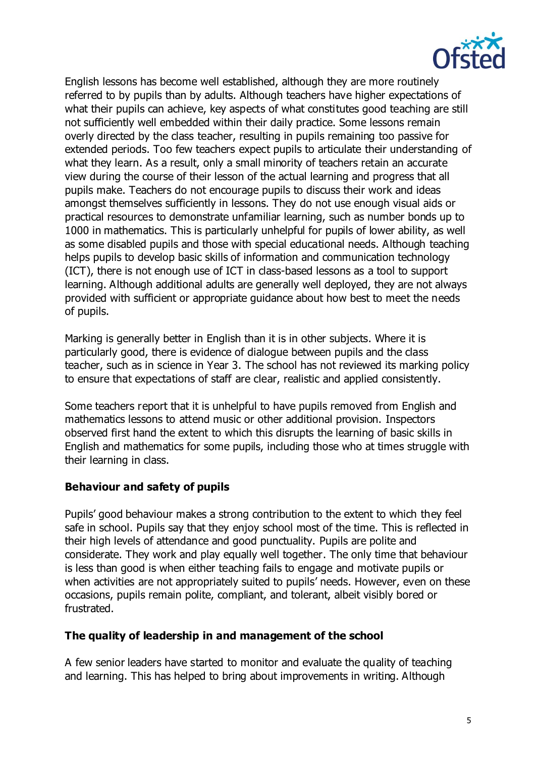English lessons has become well established, although they are more routinely referred to by pupils than by adults. Although teachers have higher expectations of what their pupils can achieve, key aspects of what constitutes good teaching are still not sufficiently well embedded within their daily practice. Some lessons remain overly directed by the class teacher, resulting in pupils remaining too passive for extended periods. Too few teachers expect pupils to articulate their understanding of what they learn. As a result, only a small minority of teachers retain an accurate view during the course of their lesson of the actual learning and progress that all pupils make. Teachers do not encourage pupils to discuss their work and ideas amongst themselves sufficiently in lessons. They do not use enough visual aids or practical resources to demonstrate unfamiliar learning, such as number bonds up to 1000 in mathematics. This is particularly unhelpful for pupils of lower ability, as well as some disabled pupils and those with special educational needs. Although teaching helps pupils to develop basic skills of information and communication technology (ICT), there is not enough use of ICT in class-based lessons as a tool to support learning. Although additional adults are generally well deployed, they are not always provided with sufficient or appropriate guidance about how best to meet the needs of pupils.

Marking is generally better in English than it is in other subjects. Where it is particularly good, there is evidence of dialogue between pupils and the class teacher, such as in science in Year 3. The school has not reviewed its marking policy to ensure that expectations of staff are clear, realistic and applied consistently.

Some teachers report that it is unhelpful to have pupils removed from English and mathematics lessons to attend music or other additional provision. Inspectors observed first hand the extent to which this disrupts the learning of basic skills in English and mathematics for some pupils, including those who at times struggle with their learning in class.

**Behaviour and safety of pupils**

Pupils' good behaviour makes a strong contribution to the extent to which they feel safe in school. Pupils say that they enjoy school most of the time. This is reflected in their high levels of attendance and good punctuality. Pupils are polite and considerate. They work and play equally well together. The only time that behaviour is less than good is when either teaching fails to engage and motivate pupils or when activities are not appropriately suited to pupils' needs. However, even on these occasions, pupils remain polite, compliant, and tolerant, albeit visibly bored or frustrated.

**The quality of leadership in and management of the school**

A few senior leaders have started to monitor and evaluate the quality of teaching and learning. This has helped to bring about improvements in writing. Although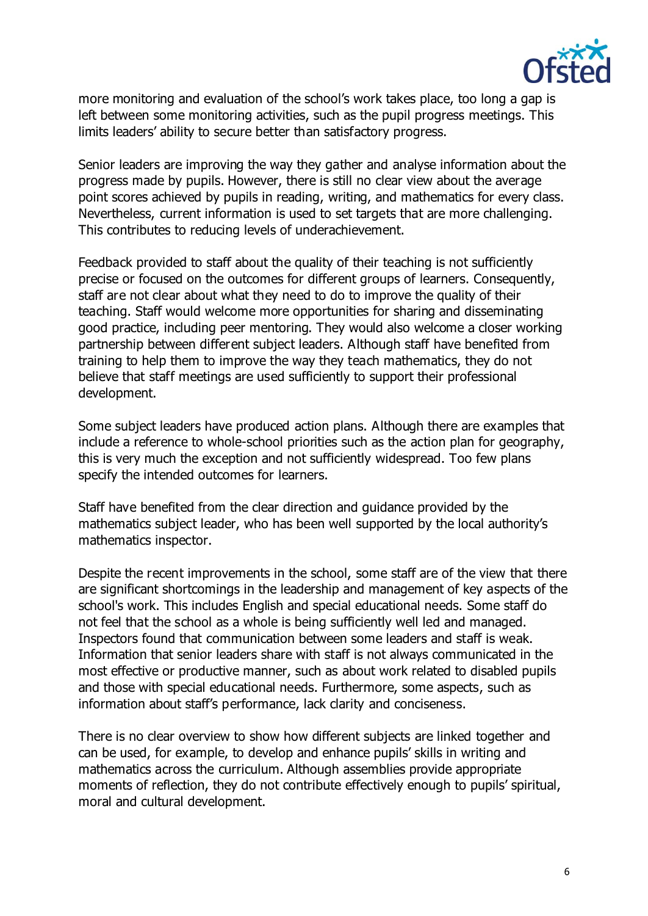more monitoring and evaluation of the school's work takes place, too long a gap is left between some monitoring activities, such as the pupil progress meetings. This limits leaders' ability to secure better than satisfactory progress.

Senior leaders are improving the way they gather and analyse information about the progress made by pupils. However, there is still no clear view about the average point scores achieved by pupils in reading, writing, and mathematics for every class. Nevertheless, current information is used to set targets that are more challenging. This contributes to reducing levels of underachievement.

Feedback provided to staff about the quality of their teaching is not sufficiently precise or focused on the outcomes for different groups of learners. Consequently, staff are not clear about what they need to do to improve the quality of their teaching. Staff would welcome more opportunities for sharing and disseminating good practice, including peer mentoring. They would also welcome a closer working partnership between different subject leaders. Although staff have benefited from training to help them to improve the way they teach mathematics, they do not believe that staff meetings are used sufficiently to support their professional development.

Some subject leaders have produced action plans. Although there are examples that include a reference to whole-school priorities such as the action plan for geography, this is very much the exception and not sufficiently widespread. Too few plans specify the intended outcomes for learners.

Staff have benefited from the clear direction and guidance provided by the mathematics subject leader, who has been well supported by the local authority's mathematics inspector.

Despite the recent improvements in the school, some staff are of the view that there are significant shortcomings in the leadership and management of key aspects of the school's work. This includes English and special educational needs. Some staff do not feel that the school as a whole is being sufficiently well led and managed. Inspectors found that communication between some leaders and staff is weak. Information that senior leaders share with staff is not always communicated in the most effective or productive manner, such as about work related to disabled pupils and those with special educational needs. Furthermore, some aspects, such as information about staff's performance, lack clarity and conciseness.

There is no clear overview to show how different subjects are linked together and can be used, for example, to develop and enhance pupils' skills in writing and mathematics across the curriculum. Although assemblies provide appropriate moments of reflection, they do not contribute effectively enough to pupils' spiritual, moral and cultural development.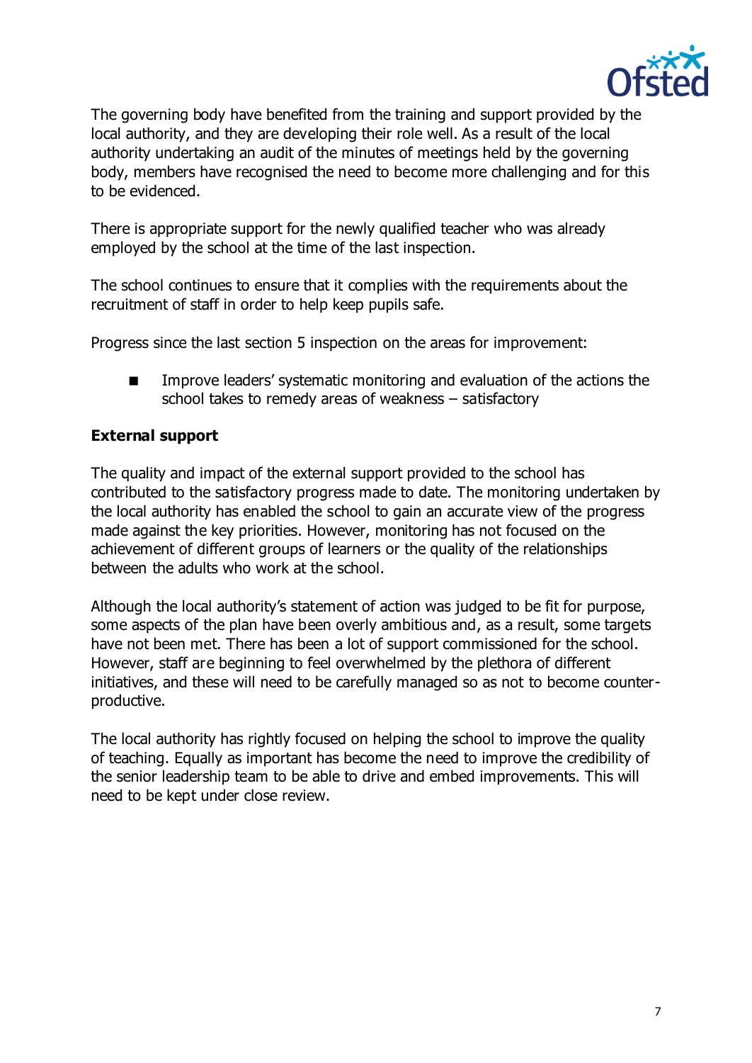The governing body have benefited from the training and support provided by the local authority, and they are developing their role well. As a result of the local authority undertaking an audit of the minutes of meetings held by the governing body, members have recognised the need to become more challenging and for this to be evidenced.

There is appropriate support for the newly qualified teacher who was already employed by the school at the time of the last inspection.

The school continues to ensure that it complies with the requirements about the recruitment of staff in order to help keep pupils safe.

Progress since the last section 5 inspection on the areas for improvement:

- Improve leaders' systematic monitoring and evaluation of the actions the school takes to remedy areas of weakness – satisfactory

## External support

The quality and impact of the external support provided to the school has contributed to the satisfactory progress made to date. The monitoring undertaken by the local authority has enabled the school to gain an accurate view of the progress made against the key priorities. However, monitoring has not focused on the achievement of different groups of learners or the quality of the relationships between the adults who work at the school.

Although the local authority's statement of action was judged to be fit for purpose, some aspects of the plan have been overly ambitious and, as a result, some targets have not been met. There has been a lot of support commissioned for the school. However, staff are beginning to feel overwhelmed by the plethora of different initiatives, and these will need to be carefully managed so as not to become counter-productive.

The local authority has rightly focused on helping the school to improve the quality of teaching. Equally as important has become the need to improve the credibility of the senior leadership team to be able to drive and embed improvements. This will need to be kept under close review.